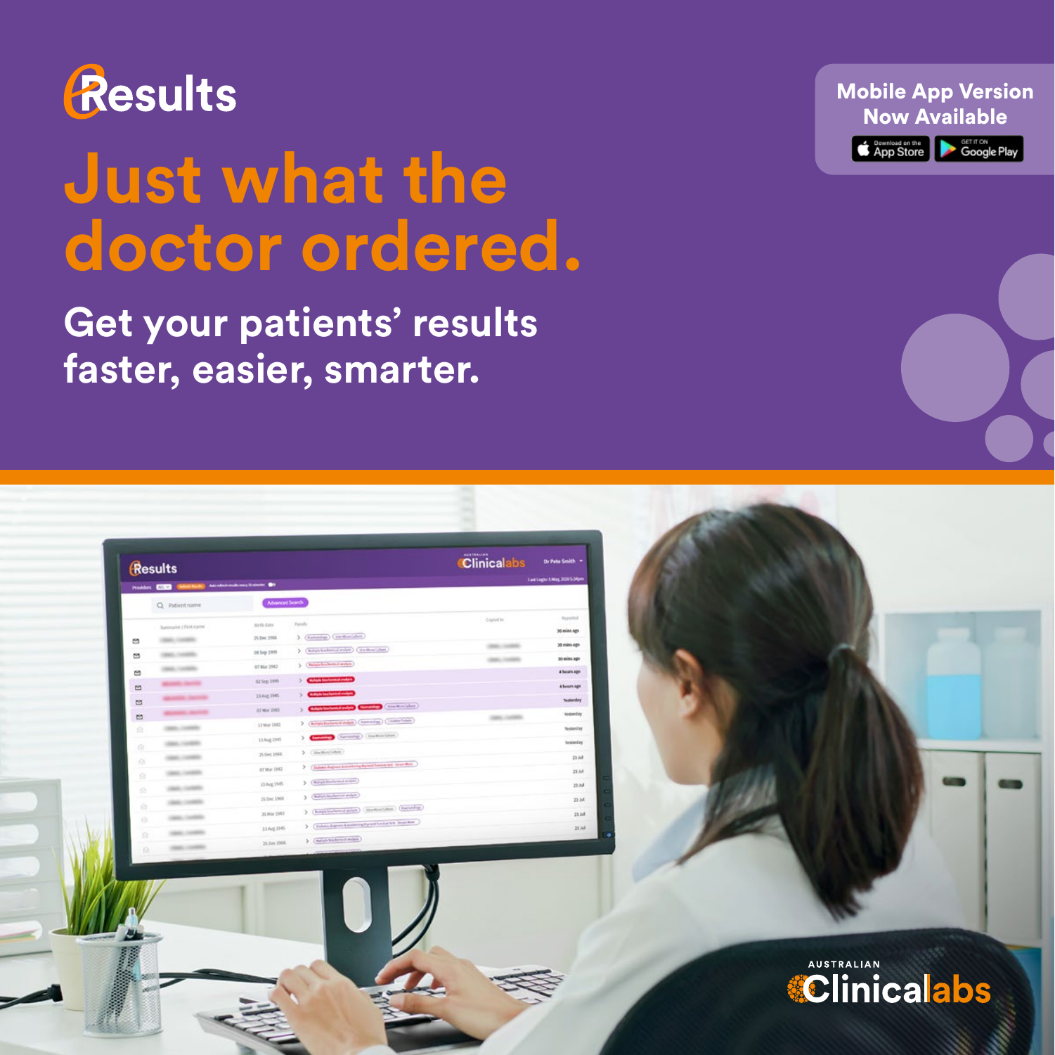# eResults

## Just what the doctor ordered.

**Get your patients' results faster, easier, smarter.**

**Mobile App Version Now Available**

Download on the App Store | GET IT ON Google Play

AUSTRALIAN Clinicallabs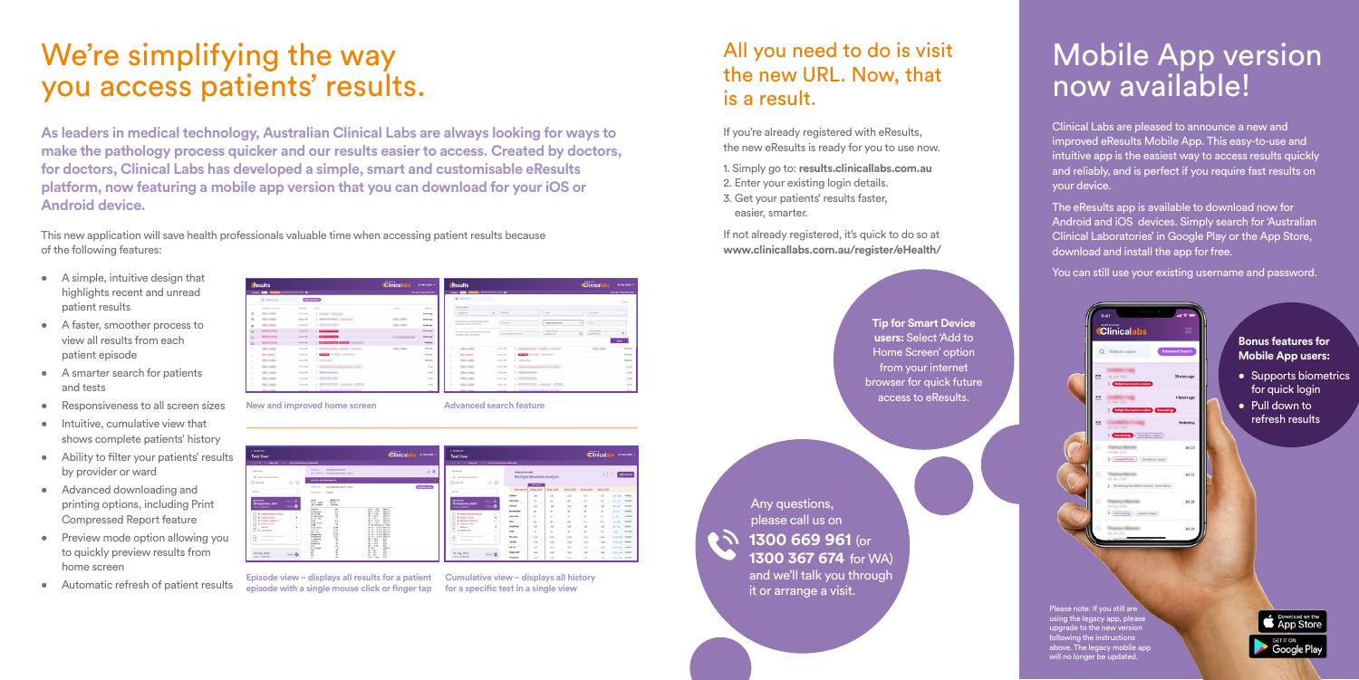# We're simplifying the way you access patients' results.

**As leaders in medical technology, Australian Clinical Labs are always looking for ways to make the pathology process quicker and our results easier to access. Created by doctors, for doctors, Clinical Labs has developed a simple, smart and customisable eResults platform, now featuring a mobile app version that you can download for your iOS or Android device.**

This new application will save health professionals valuable time when accessing patient results because of the following features:

- A simple, intuitive design that highlights recent and unread patient results
- A faster, smoother process to view all results from each patient episode
- A smarter search for patients and tests
- Responsiveness to all screen sizes
- Intuitive, cumulative view that shows complete patients' history
- Ability to filter your patients' results by provider or ward
- Advanced downloading and printing options, including Print Compressed Report feature
- Preview mode option allowing you to quickly preview results from home screen
- Automatic refresh of patient results

New and improved home screen

Advanced search feature

Episode view – displays all results for a patient episode with a single mouse click or finger tap

Cumulative view – displays all history for a specific test in a single view

## All you need to do is visit the new URL. Now, that is a result.

If you're already registered with eResults, the new eResults is ready for you to use now.

1. Simply go to: **results.clinicallabs.com.au**
2. Enter your existing login details.
3. Get your patients' results faster, easier, smarter.

If not already registered, it's quick to do so at **www.clinicallabs.com.au/register/eHealth/**

**Tip for Smart Device users:** Select 'Add to Home Screen' option from your internet browser for quick future access to eResults.

Any questions, please call us on **1300 669 961** (or **1300 367 674** for WA) and we'll talk you through it or arrange a visit.

# Mobile App version now available!

Clinical Labs are pleased to announce a new and improved eResults Mobile App. This easy-to-use and intuitive app is the easiest way to access results quickly and reliably, and is perfect if you require fast results on your device.

The eResults app is available to download now for Android and iOS devices. Simply search for 'Australian Clinical Laboratories' in Google Play or the App Store, download and install the app for free.

You can still use your existing username and password.

**Bonus features for Mobile App users:**

- Supports biometrics for quick login
- Pull down to refresh results

Please note: If you still are using the legacy app, please upgrade to the new version following the instructions above. The legacy mobile app will no longer be updated.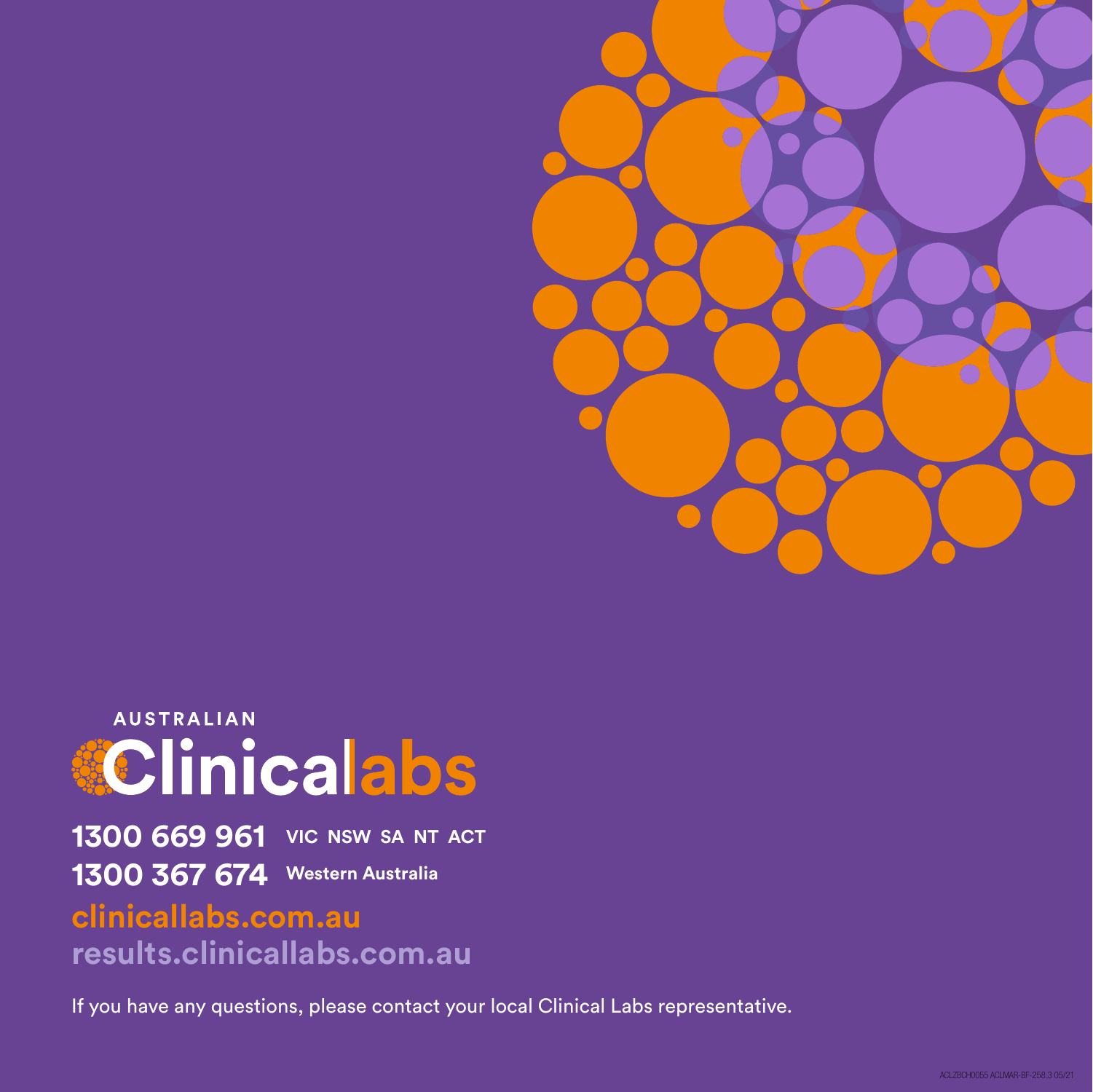AUSTRALIAN

Clinicallabs

**1300 669 961** VIC NSW SA NT ACT

**1300 367 674** Western Australia

**clinicallabs.com.au**

**results.clinicallabs.com.au**

If you have any questions, please contact your local Clinical Labs representative.

ACLZBCH0055 ACLMAR-BF-258.3 05/21